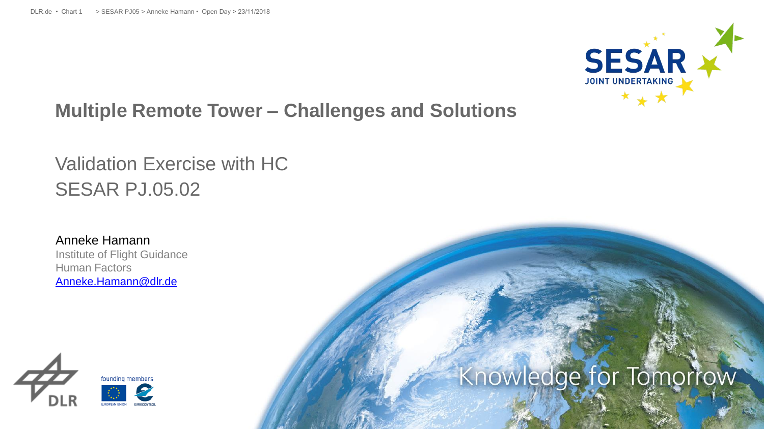# Multiple Remote Tower – Challenges and Solutions

## Validation Exercise with HC
## SESAR PJ.05.02

Anneke Hamann
Institute of Flight Guidance
Human Factors
Anneke.Hamann@dlr.de

Knowledge for Tomorrow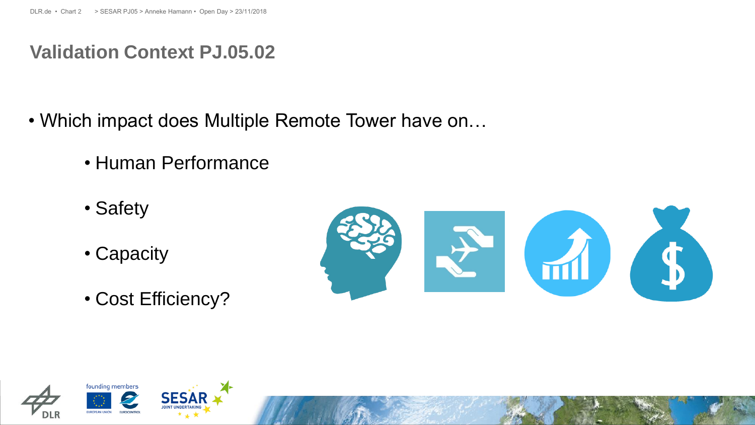## Validation Context PJ.05.02

- Which impact does Multiple Remote Tower have on…
  - Human Performance
  - Safety
  - Capacity
  - Cost Efficiency?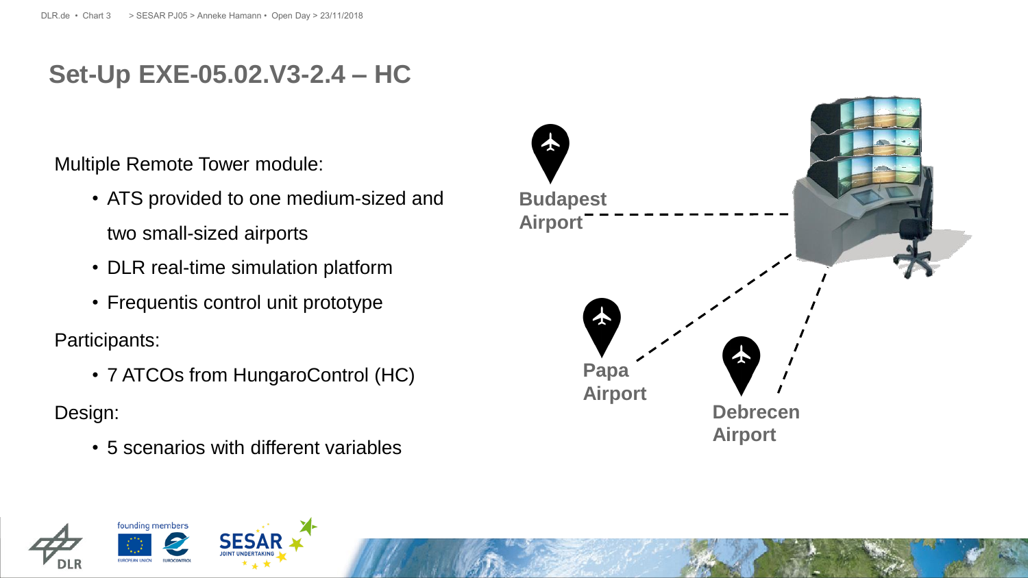# Set-Up EXE-05.02.V3-2.4 – HC

Multiple Remote Tower module:

- ATS provided to one medium-sized and two small-sized airports
- DLR real-time simulation platform
- Frequentis control unit prototype

Participants:

- 7 ATCOs from HungaroControl (HC)

Design:

- 5 scenarios with different variables

Budapest Airport

Papa Airport

Debrecen Airport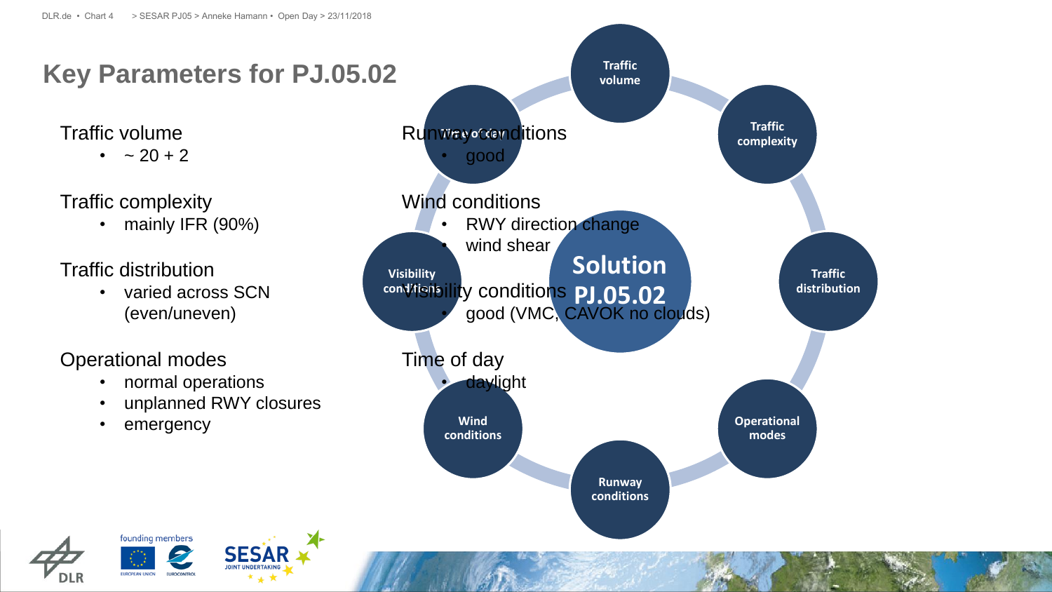# Key Parameters for PJ.05.02

Traffic volume
- ~ 20 + 2

Traffic complexity
- mainly IFR (90%)

Traffic distribution
- varied across SCN (even/uneven)

Operational modes
- normal operations
- unplanned RWY closures
- emergency

Runway conditions
- good

Wind conditions
- RWY direction change
- wind shear

Visibility conditions
- good (VMC, CAVOK no clouds)

Time of day
- daylight

Solution PJ.05.02

Traffic volume — Traffic complexity — Traffic distribution — Operational modes — Runway conditions — Wind conditions — Visibility conditions — Time of day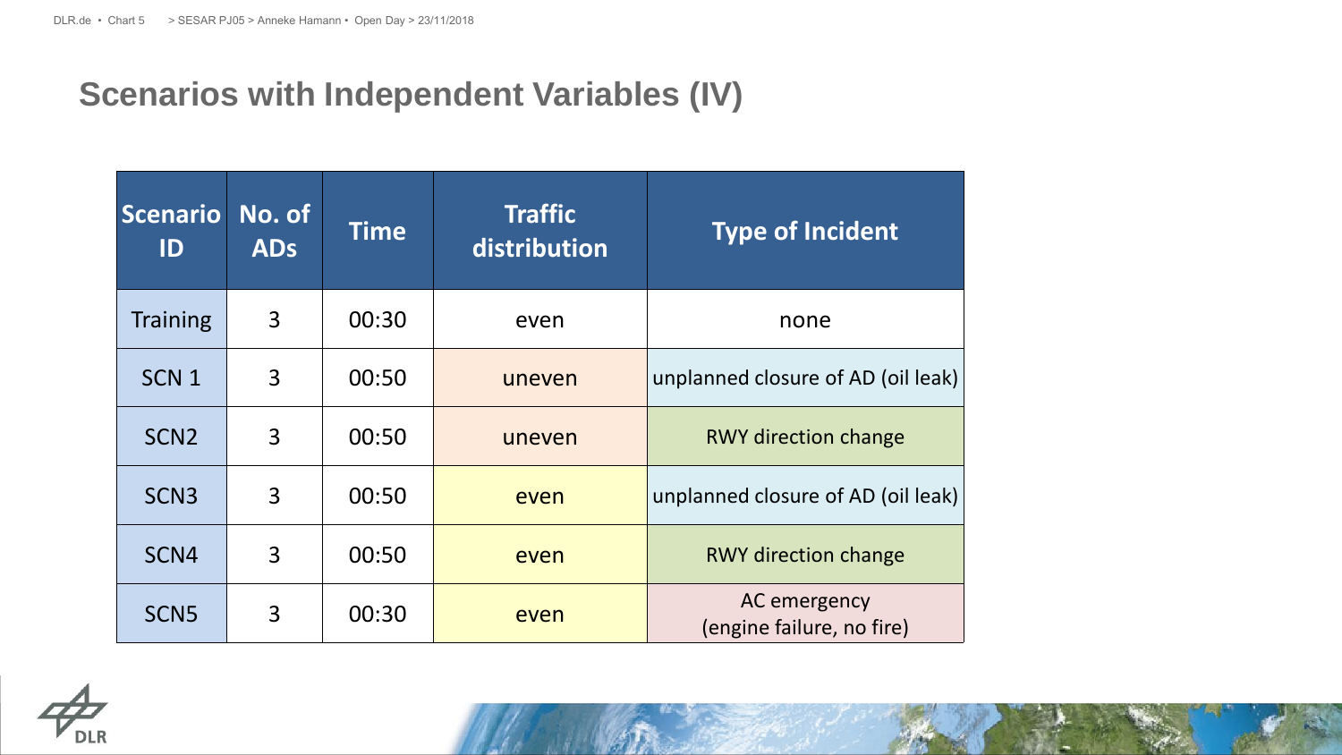# Scenarios with Independent Variables (IV)

| Scenario ID | No. of ADs | Time | Traffic distribution | Type of Incident |
|---|---|---|---|---|
| Training | 3 | 00:30 | even | none |
| SCN 1 | 3 | 00:50 | uneven | unplanned closure of AD (oil leak) |
| SCN2 | 3 | 00:50 | uneven | RWY direction change |
| SCN3 | 3 | 00:50 | even | unplanned closure of AD (oil leak) |
| SCN4 | 3 | 00:50 | even | RWY direction change |
| SCN5 | 3 | 00:30 | even | AC emergency (engine failure, no fire) |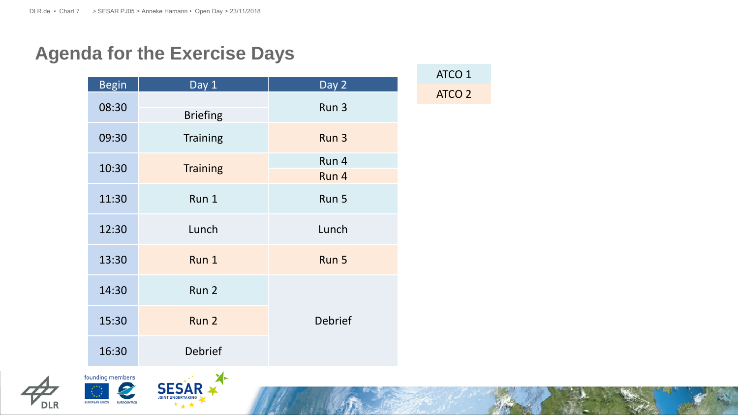## Agenda for the Exercise Days

| Begin | Day 1 | Day 2 |
|---|---|---|
| 08:30 | Briefing | Run 3 |
| 09:30 | Training | Run 3 |
| 10:30 | Training | Run 4 / Run 4 |
| 11:30 | Run 1 | Run 5 |
| 12:30 | Lunch | Lunch |
| 13:30 | Run 1 | Run 5 |
| 14:30 | Run 2 | Debrief |
| 15:30 | Run 2 | |
| 16:30 | Debrief | |

| Legend |
|---|
| ATCO 1 |
| ATCO 2 |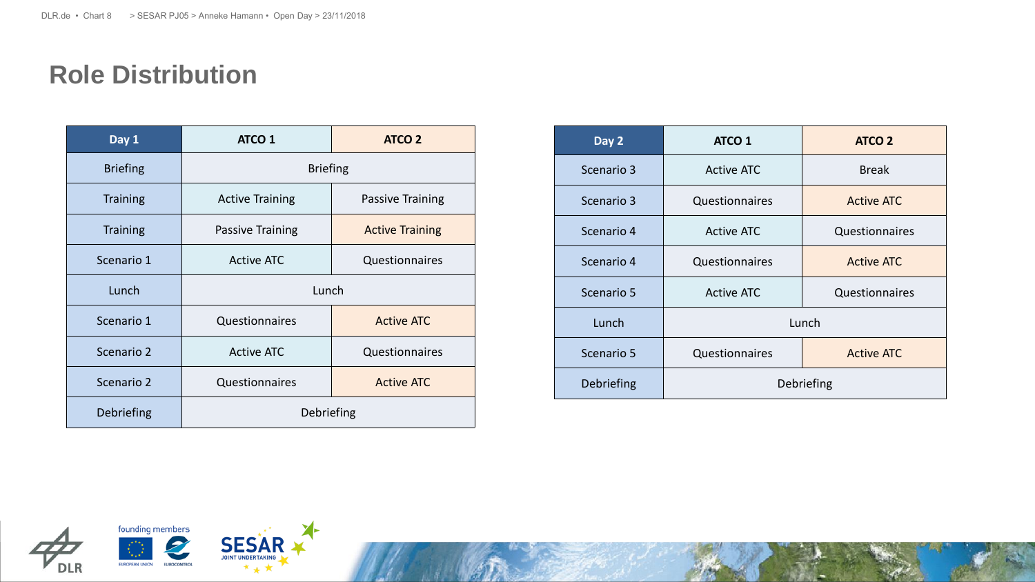# Role Distribution

| Day 1 | ATCO 1 | ATCO 2 |
|---|---|---|
| Briefing | Briefing | |
| Training | Active Training | Passive Training |
| Training | Passive Training | Active Training |
| Scenario 1 | Active ATC | Questionnaires |
| Lunch | Lunch | |
| Scenario 1 | Questionnaires | Active ATC |
| Scenario 2 | Active ATC | Questionnaires |
| Scenario 2 | Questionnaires | Active ATC |
| Debriefing | Debriefing | |

| Day 2 | ATCO 1 | ATCO 2 |
|---|---|---|
| Scenario 3 | Active ATC | Break |
| Scenario 3 | Questionnaires | Active ATC |
| Scenario 4 | Active ATC | Questionnaires |
| Scenario 4 | Questionnaires | Active ATC |
| Scenario 5 | Active ATC | Questionnaires |
| Lunch | Lunch | |
| Scenario 5 | Questionnaires | Active ATC |
| Debriefing | Debriefing | |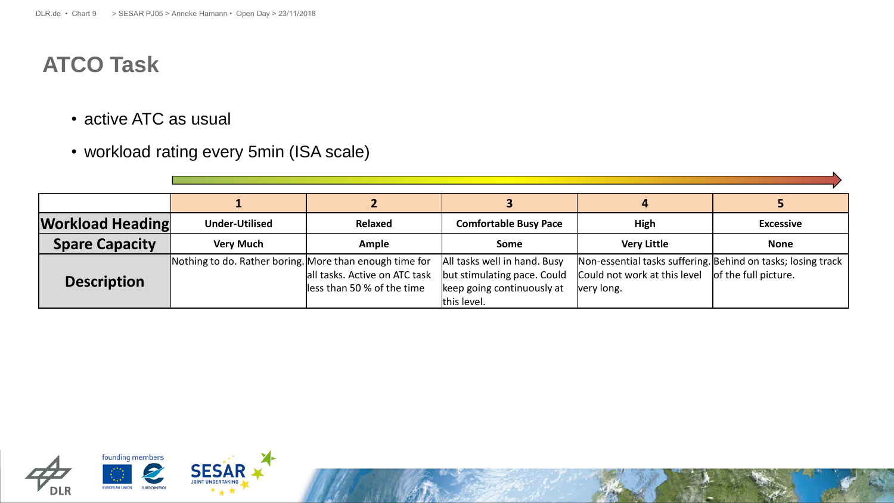## ATCO Task

- active ATC as usual
- workload rating every 5min (ISA scale)

| | 1 | 2 | 3 | 4 | 5 |
|---|---|---|---|---|---|
| **Workload Heading** | **Under-Utilised** | **Relaxed** | **Comfortable Busy Pace** | **High** | **Excessive** |
| **Spare Capacity** | **Very Much** | **Ample** | **Some** | **Very Little** | **None** |
| **Description** | Nothing to do. Rather boring. | More than enough time for all tasks. Active on ATC task less than 50 % of the time | All tasks well in hand. Busy but stimulating pace. Could keep going continuously at this level. | Non-essential tasks suffering. Could not work at this level very long. | Behind on tasks; losing track of the full picture. |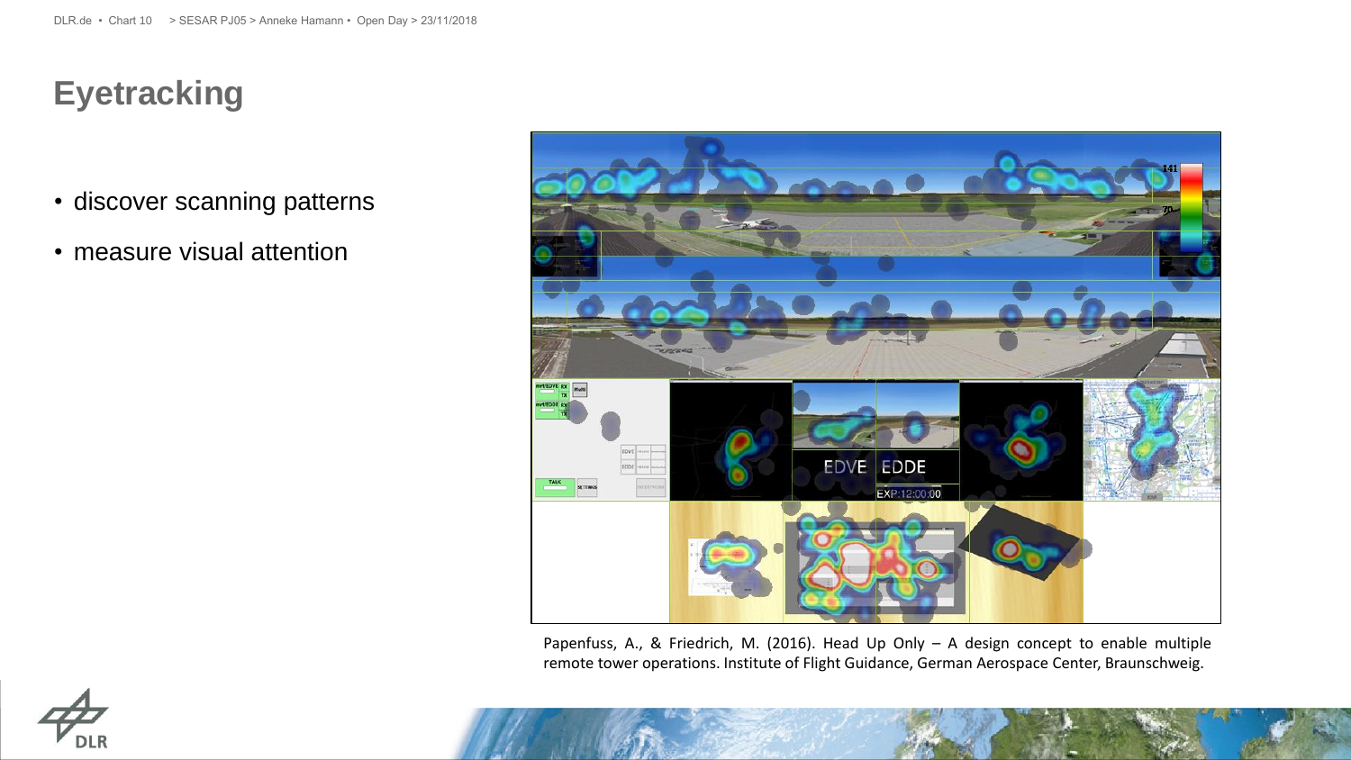# Eyetracking

- discover scanning patterns
- measure visual attention

Papenfuss, A., & Friedrich, M. (2016). Head Up Only – A design concept to enable multiple remote tower operations. Institute of Flight Guidance, German Aerospace Center, Braunschweig.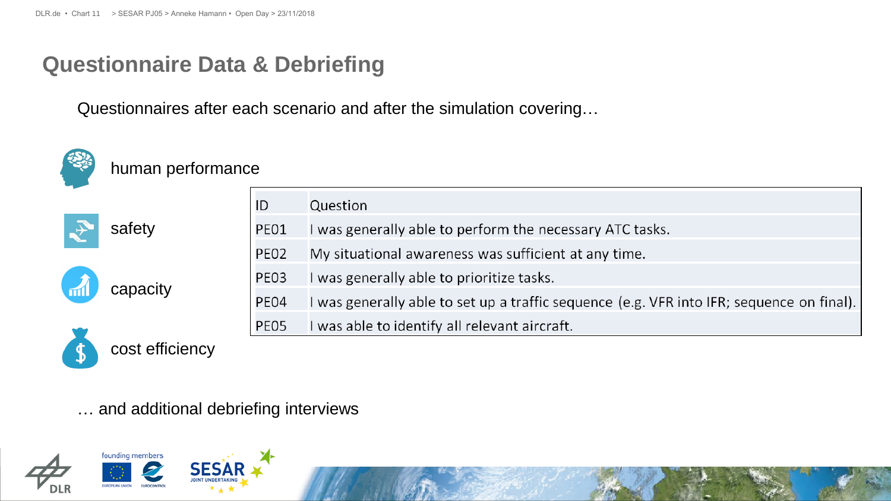# Questionnaire Data & Debriefing

Questionnaires after each scenario and after the simulation covering…

- human performance
- safety
- capacity
- cost efficiency

| ID | Question |
|---|---|
| PE01 | I was generally able to perform the necessary ATC tasks. |
| PE02 | My situational awareness was sufficient at any time. |
| PE03 | I was generally able to prioritize tasks. |
| PE04 | I was generally able to set up a traffic sequence (e.g. VFR into IFR; sequence on final). |
| PE05 | I was able to identify all relevant aircraft. |

… and additional debriefing interviews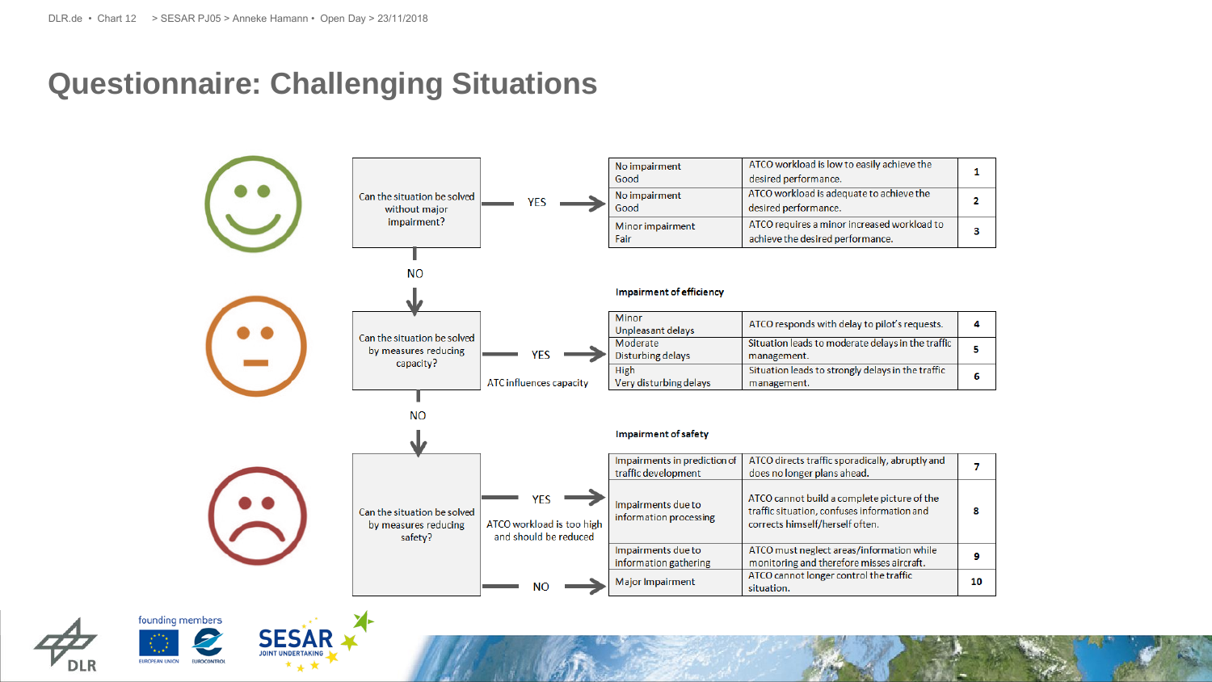# Questionnaire: Challenging Situations

**Can the situation be solved without major impairment?**

YES →

| | | |
|---|---|---|
| No impairment<br>Good | ATCO workload is low to easily achieve the desired performance. | 1 |
| No impairment<br>Good | ATCO workload is adequate to achieve the desired performance. | 2 |
| Minor impairment<br>Fair | ATCO requires a minor increased workload to achieve the desired performance. | 3 |

NO ↓

**Can the situation be solved by measures reducing capacity?**

YES → ATC influences capacity

**Impairment of efficiency**

| | | |
|---|---|---|
| Minor<br>Unpleasant delays | ATCO responds with delay to pilot's requests. | 4 |
| Moderate<br>Disturbing delays | Situation leads to moderate delays in the traffic management. | 5 |
| High<br>Very disturbing delays | Situation leads to strongly delays in the traffic management. | 6 |

NO ↓

**Can the situation be solved by measures reducing safety?**

YES → ATCO workload is too high and should be reduced

**Impairment of safety**

| | | |
|---|---|---|
| Impairments in prediction of traffic development | ATCO directs traffic sporadically, abruptly and does no longer plans ahead. | 7 |
| Impairments due to information processing | ATCO cannot build a complete picture of the traffic situation, confuses information and corrects himself/herself often. | 8 |
| Impairments due to information gathering | ATCO must neglect areas/information while monitoring and therefore misses aircraft. | 9 |

NO →

| | | |
|---|---|---|
| Major Impairment | ATCO cannot longer control the traffic situation. | 10 |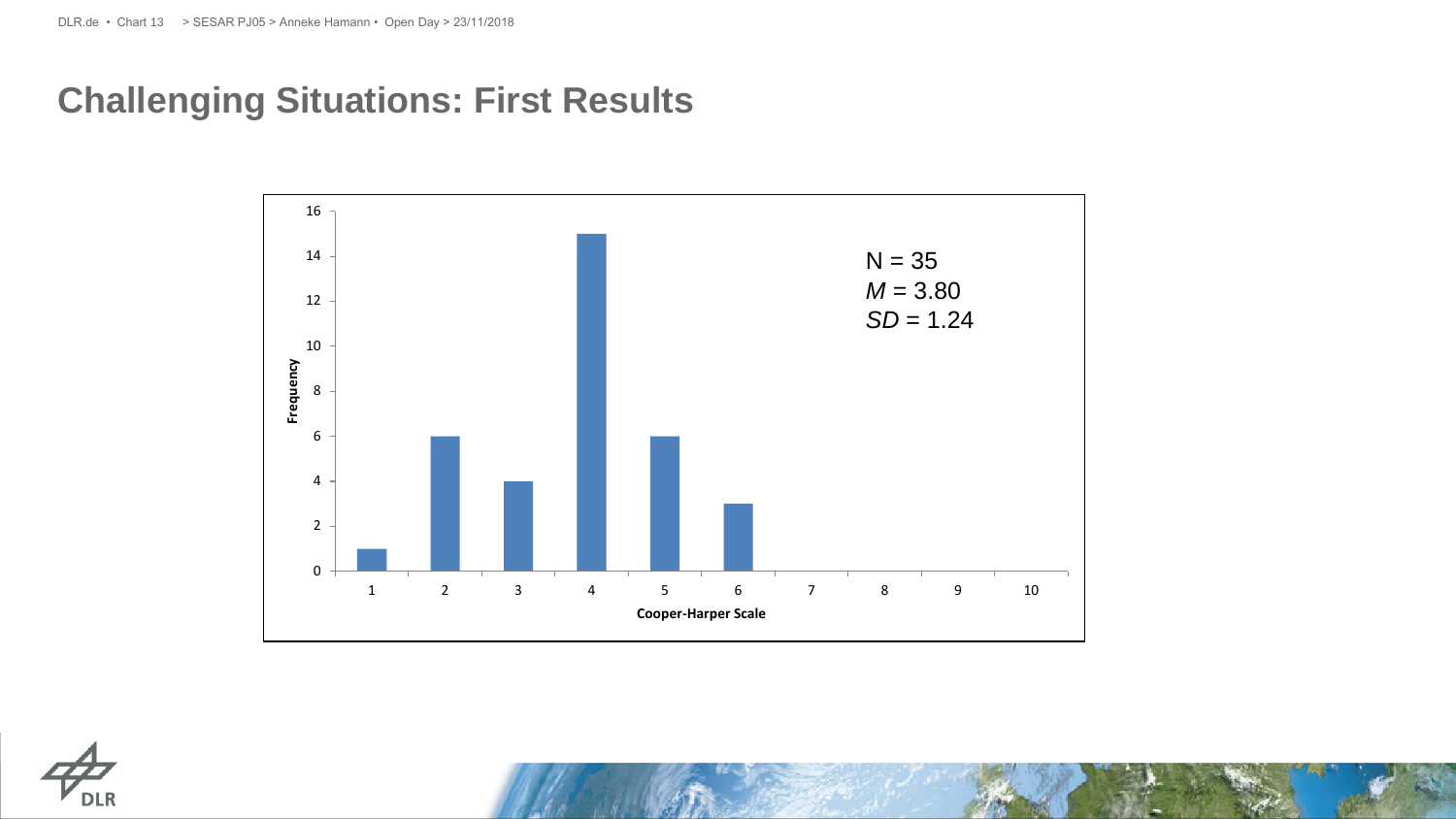# Challenging Situations: First Results

| Cooper-Harper Scale | Frequency |
| --- | --- |
| 1 | 1 |
| 2 | 6 |
| 3 | 4 |
| 4 | 15 |
| 5 | 6 |
| 6 | 3 |
| 7 | 0 |
| 8 | 0 |
| 9 | 0 |
| 10 | 0 |

N = 35
$M$ = 3.80
$SD$ = 1.24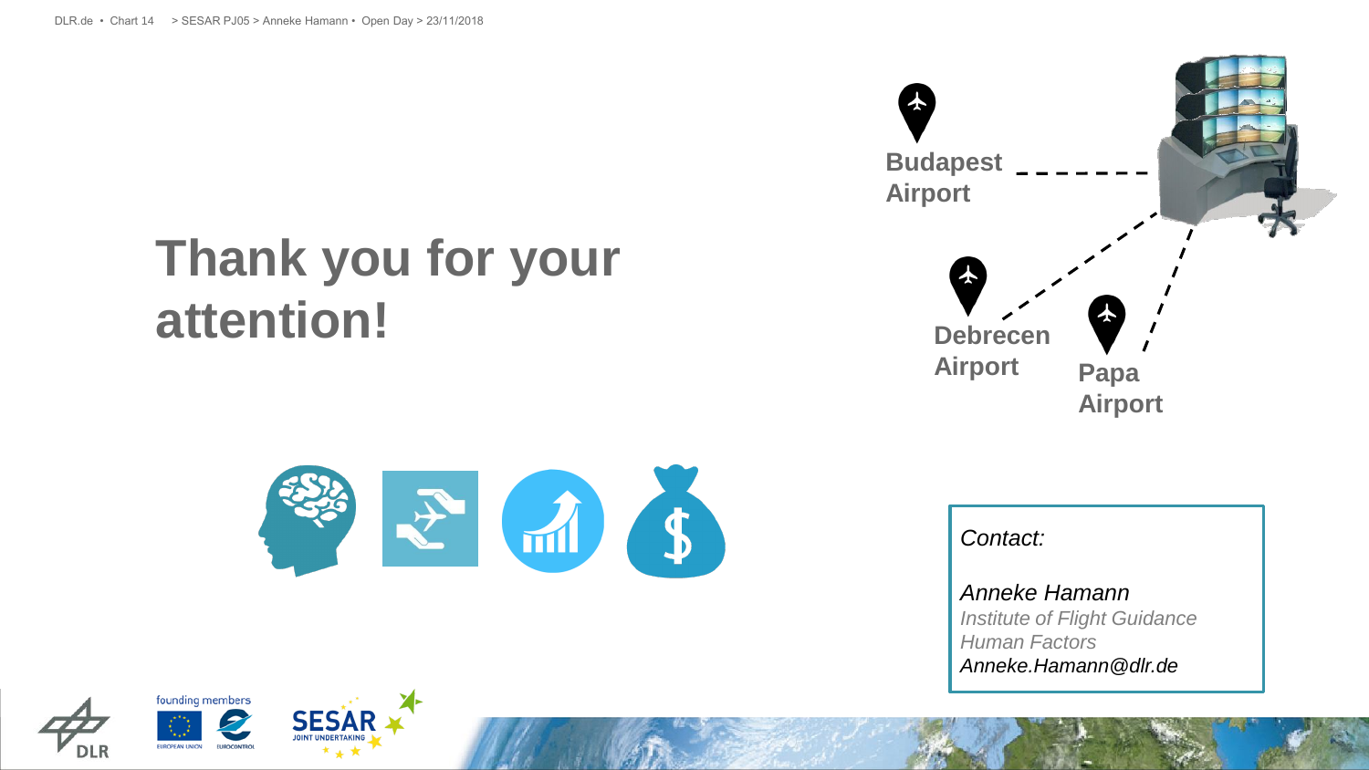# Thank you for your attention!

Budapest Airport

Debrecen Airport

Papa Airport

*Contact:*

*Anneke Hamann*
*Institute of Flight Guidance*
*Human Factors*
*Anneke.Hamann@dlr.de*